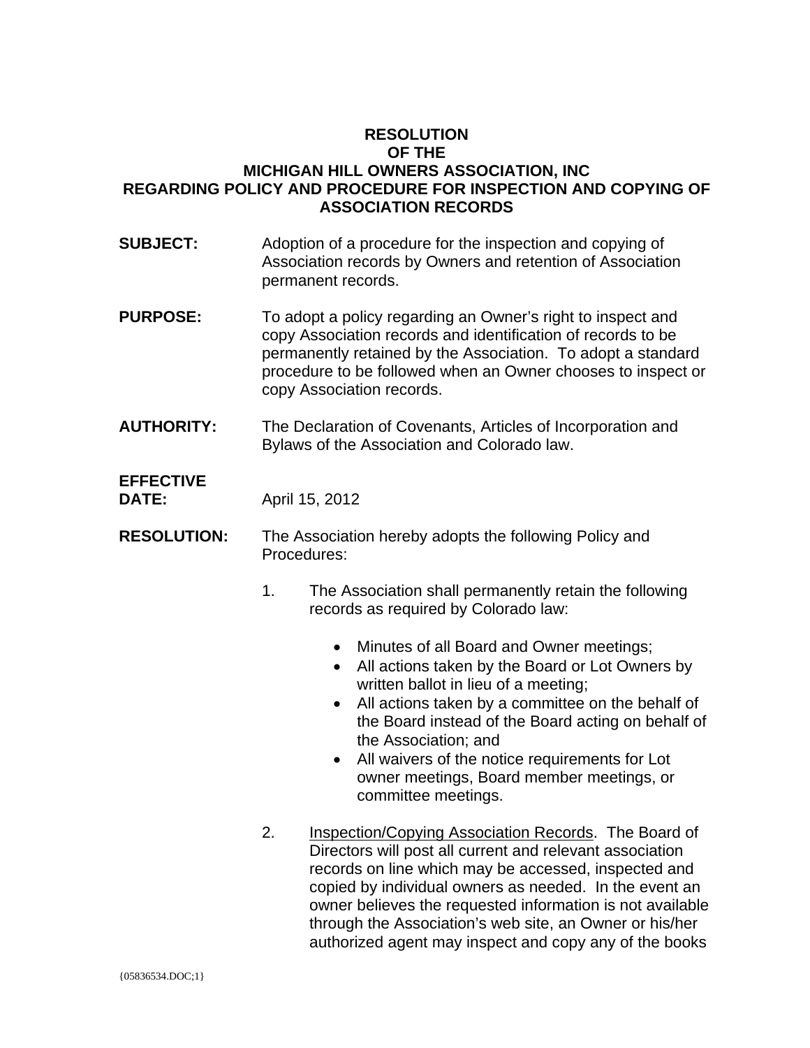# RESOLUTION OF THE MICHIGAN HILL OWNERS ASSOCIATION, INC REGARDING POLICY AND PROCEDURE FOR INSPECTION AND COPYING OF ASSOCIATION RECORDS

**SUBJECT:** Adoption of a procedure for the inspection and copying of Association records by Owners and retention of Association permanent records.

**PURPOSE:** To adopt a policy regarding an Owner's right to inspect and copy Association records and identification of records to be permanently retained by the Association. To adopt a standard procedure to be followed when an Owner chooses to inspect or copy Association records.

**AUTHORITY:** The Declaration of Covenants, Articles of Incorporation and Bylaws of the Association and Colorado law.

**EFFECTIVE DATE:** April 15, 2012

**RESOLUTION:** The Association hereby adopts the following Policy and Procedures:

1. The Association shall permanently retain the following records as required by Colorado law:

   - Minutes of all Board and Owner meetings;
   - All actions taken by the Board or Lot Owners by written ballot in lieu of a meeting;
   - All actions taken by a committee on the behalf of the Board instead of the Board acting on behalf of the Association; and
   - All waivers of the notice requirements for Lot owner meetings, Board member meetings, or committee meetings.

2. Inspection/Copying Association Records. The Board of Directors will post all current and relevant association records on line which may be accessed, inspected and copied by individual owners as needed. In the event an owner believes the requested information is not available through the Association's web site, an Owner or his/her authorized agent may inspect and copy any of the books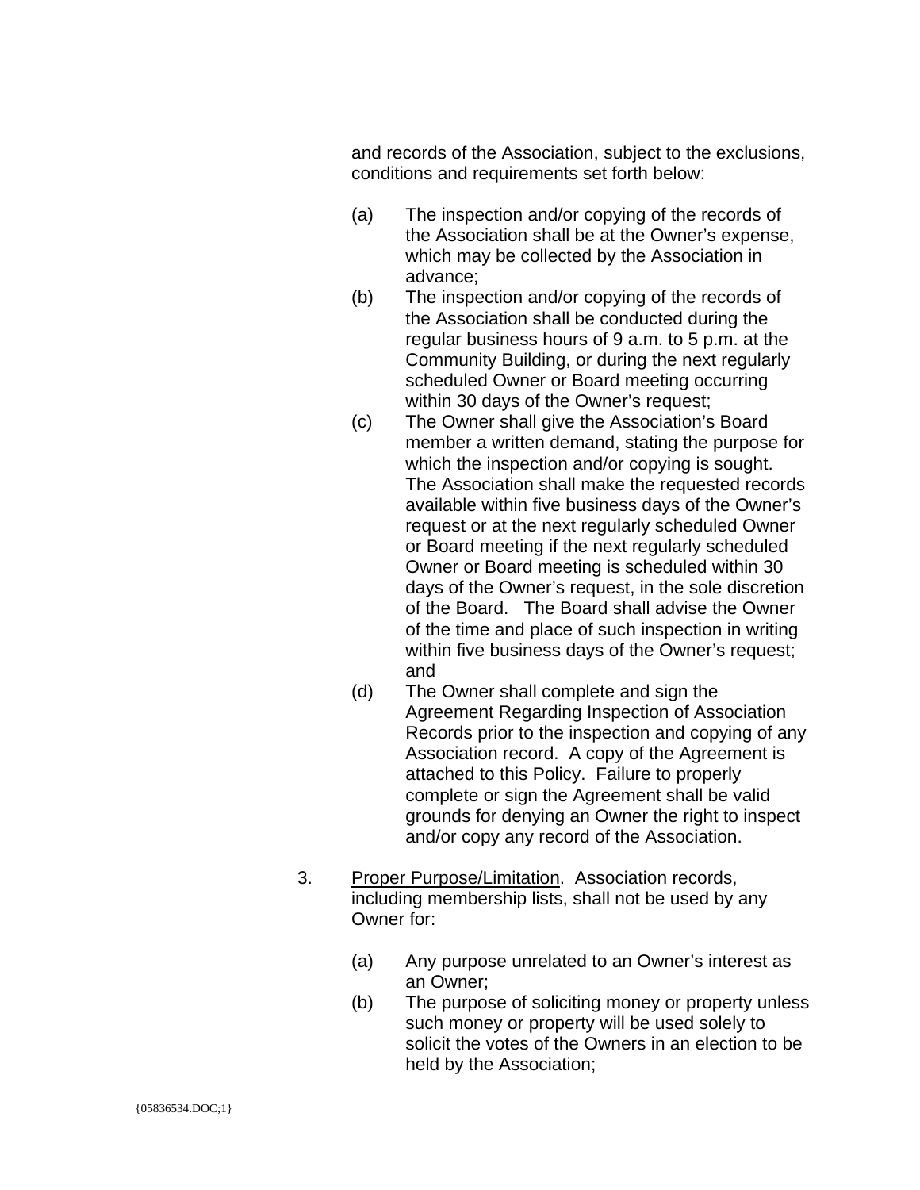and records of the Association, subject to the exclusions, conditions and requirements set forth below:

(a) The inspection and/or copying of the records of the Association shall be at the Owner's expense, which may be collected by the Association in advance;

(b) The inspection and/or copying of the records of the Association shall be conducted during the regular business hours of 9 a.m. to 5 p.m. at the Community Building, or during the next regularly scheduled Owner or Board meeting occurring within 30 days of the Owner's request;

(c) The Owner shall give the Association's Board member a written demand, stating the purpose for which the inspection and/or copying is sought. The Association shall make the requested records available within five business days of the Owner's request or at the next regularly scheduled Owner or Board meeting if the next regularly scheduled Owner or Board meeting is scheduled within 30 days of the Owner's request, in the sole discretion of the Board. The Board shall advise the Owner of the time and place of such inspection in writing within five business days of the Owner's request; and

(d) The Owner shall complete and sign the Agreement Regarding Inspection of Association Records prior to the inspection and copying of any Association record. A copy of the Agreement is attached to this Policy. Failure to properly complete or sign the Agreement shall be valid grounds for denying an Owner the right to inspect and/or copy any record of the Association.

3. Proper Purpose/Limitation. Association records, including membership lists, shall not be used by any Owner for:

(a) Any purpose unrelated to an Owner's interest as an Owner;

(b) The purpose of soliciting money or property unless such money or property will be used solely to solicit the votes of the Owners in an election to be held by the Association;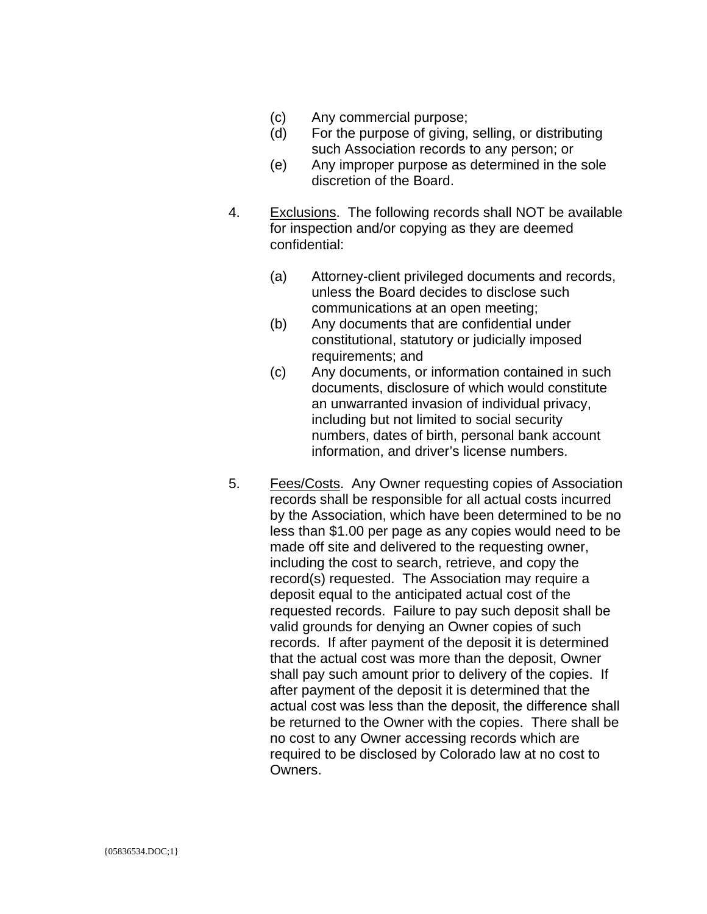(c) Any commercial purpose;

(d) For the purpose of giving, selling, or distributing such Association records to any person; or

(e) Any improper purpose as determined in the sole discretion of the Board.

4. Exclusions. The following records shall NOT be available for inspection and/or copying as they are deemed confidential:

   (a) Attorney-client privileged documents and records, unless the Board decides to disclose such communications at an open meeting;

   (b) Any documents that are confidential under constitutional, statutory or judicially imposed requirements; and

   (c) Any documents, or information contained in such documents, disclosure of which would constitute an unwarranted invasion of individual privacy, including but not limited to social security numbers, dates of birth, personal bank account information, and driver's license numbers.

5. Fees/Costs. Any Owner requesting copies of Association records shall be responsible for all actual costs incurred by the Association, which have been determined to be no less than $1.00 per page as any copies would need to be made off site and delivered to the requesting owner, including the cost to search, retrieve, and copy the record(s) requested. The Association may require a deposit equal to the anticipated actual cost of the requested records. Failure to pay such deposit shall be valid grounds for denying an Owner copies of such records. If after payment of the deposit it is determined that the actual cost was more than the deposit, Owner shall pay such amount prior to delivery of the copies. If after payment of the deposit it is determined that the actual cost was less than the deposit, the difference shall be returned to the Owner with the copies. There shall be no cost to any Owner accessing records which are required to be disclosed by Colorado law at no cost to Owners.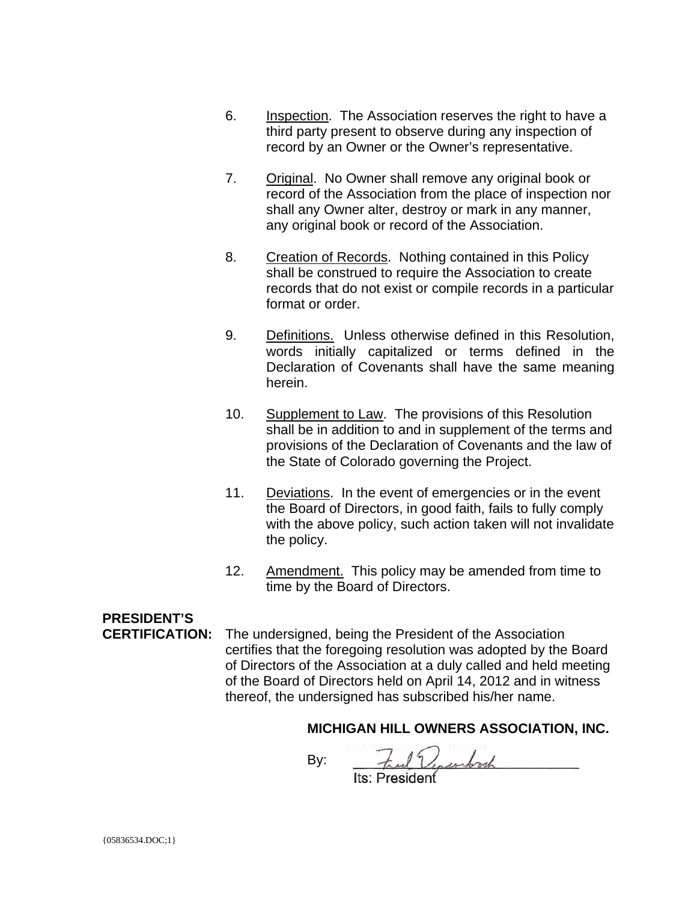6. Inspection. The Association reserves the right to have a third party present to observe during any inspection of record by an Owner or the Owner's representative.

7. Original. No Owner shall remove any original book or record of the Association from the place of inspection nor shall any Owner alter, destroy or mark in any manner, any original book or record of the Association.

8. Creation of Records. Nothing contained in this Policy shall be construed to require the Association to create records that do not exist or compile records in a particular format or order.

9. Definitions. Unless otherwise defined in this Resolution, words initially capitalized or terms defined in the Declaration of Covenants shall have the same meaning herein.

10. Supplement to Law. The provisions of this Resolution shall be in addition to and in supplement of the terms and provisions of the Declaration of Covenants and the law of the State of Colorado governing the Project.

11. Deviations. In the event of emergencies or in the event the Board of Directors, in good faith, fails to fully comply with the above policy, such action taken will not invalidate the policy.

12. Amendment. This policy may be amended from time to time by the Board of Directors.

**PRESIDENT'S CERTIFICATION:** The undersigned, being the President of the Association certifies that the foregoing resolution was adopted by the Board of Directors of the Association at a duly called and held meeting of the Board of Directors held on April 14, 2012 and in witness thereof, the undersigned has subscribed his/her name.

**MICHIGAN HILL OWNERS ASSOCIATION, INC.**

By: ______________________________
Its: President

{05836534.DOC;1}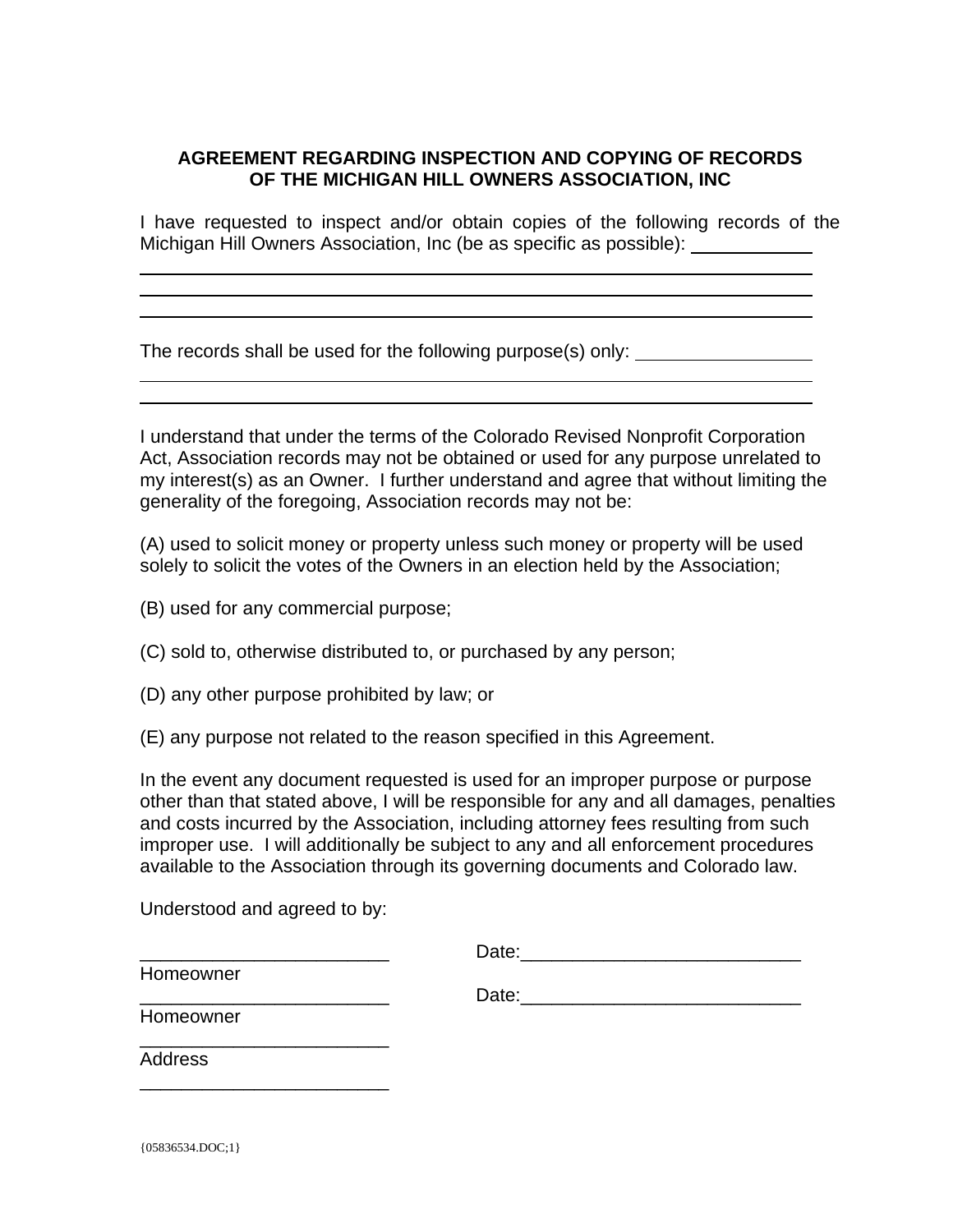**AGREEMENT REGARDING INSPECTION AND COPYING OF RECORDS OF THE MICHIGAN HILL OWNERS ASSOCIATION, INC**

I have requested to inspect and/or obtain copies of the following records of the Michigan Hill Owners Association, Inc (be as specific as possible): ____________

________________________________________________________________________

________________________________________________________________________

________________________________________________________________________

The records shall be used for the following purpose(s) only: ________________

________________________________________________________________________

________________________________________________________________________

I understand that under the terms of the Colorado Revised Nonprofit Corporation Act, Association records may not be obtained or used for any purpose unrelated to my interest(s) as an Owner. I further understand and agree that without limiting the generality of the foregoing, Association records may not be:

(A) used to solicit money or property unless such money or property will be used solely to solicit the votes of the Owners in an election held by the Association;

(B) used for any commercial purpose;

(C) sold to, otherwise distributed to, or purchased by any person;

(D) any other purpose prohibited by law; or

(E) any purpose not related to the reason specified in this Agreement.

In the event any document requested is used for an improper purpose or purpose other than that stated above, I will be responsible for any and all damages, penalties and costs incurred by the Association, including attorney fees resulting from such improper use. I will additionally be subject to any and all enforcement procedures available to the Association through its governing documents and Colorado law.

Understood and agreed to by:

________________________ Date:___________________________
Homeowner

________________________ Date:___________________________
Homeowner

________________________
Address

________________________